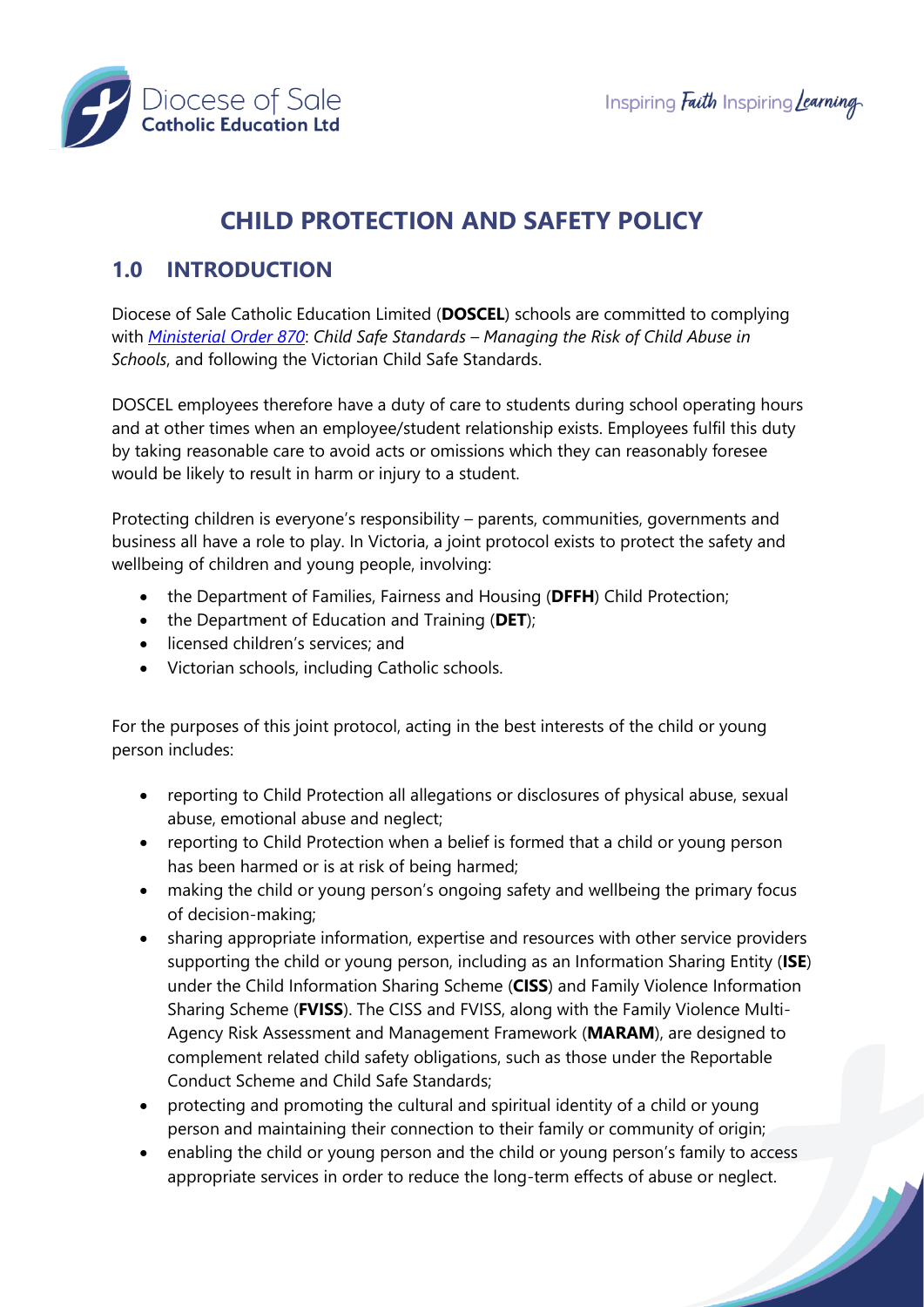# CHILD PROTECTION AND SAFETY POLICY

## 1.0 INTRODUCTION

Diocese of Sale Catholic Education Limited (**DOSCEL**) schools are committed to complying with *Ministerial Order 870*: *Child Safe Standards – Managing the Risk of Child Abuse in Schools*, and following the Victorian Child Safe Standards.

DOSCEL employees therefore have a duty of care to students during school operating hours and at other times when an employee/student relationship exists. Employees fulfil this duty by taking reasonable care to avoid acts or omissions which they can reasonably foresee would be likely to result in harm or injury to a student.

Protecting children is everyone's responsibility – parents, communities, governments and business all have a role to play. In Victoria, a joint protocol exists to protect the safety and wellbeing of children and young people, involving:

- the Department of Families, Fairness and Housing (**DFFH**) Child Protection;
- the Department of Education and Training (**DET**);
- licensed children's services; and
- Victorian schools, including Catholic schools.

For the purposes of this joint protocol, acting in the best interests of the child or young person includes:

- reporting to Child Protection all allegations or disclosures of physical abuse, sexual abuse, emotional abuse and neglect;
- reporting to Child Protection when a belief is formed that a child or young person has been harmed or is at risk of being harmed;
- making the child or young person's ongoing safety and wellbeing the primary focus of decision-making;
- sharing appropriate information, expertise and resources with other service providers supporting the child or young person, including as an Information Sharing Entity (**ISE**) under the Child Information Sharing Scheme (**CISS**) and Family Violence Information Sharing Scheme (**FVISS**). The CISS and FVISS, along with the Family Violence Multi-Agency Risk Assessment and Management Framework (**MARAM**), are designed to complement related child safety obligations, such as those under the Reportable Conduct Scheme and Child Safe Standards;
- protecting and promoting the cultural and spiritual identity of a child or young person and maintaining their connection to their family or community of origin;
- enabling the child or young person and the child or young person's family to access appropriate services in order to reduce the long-term effects of abuse or neglect.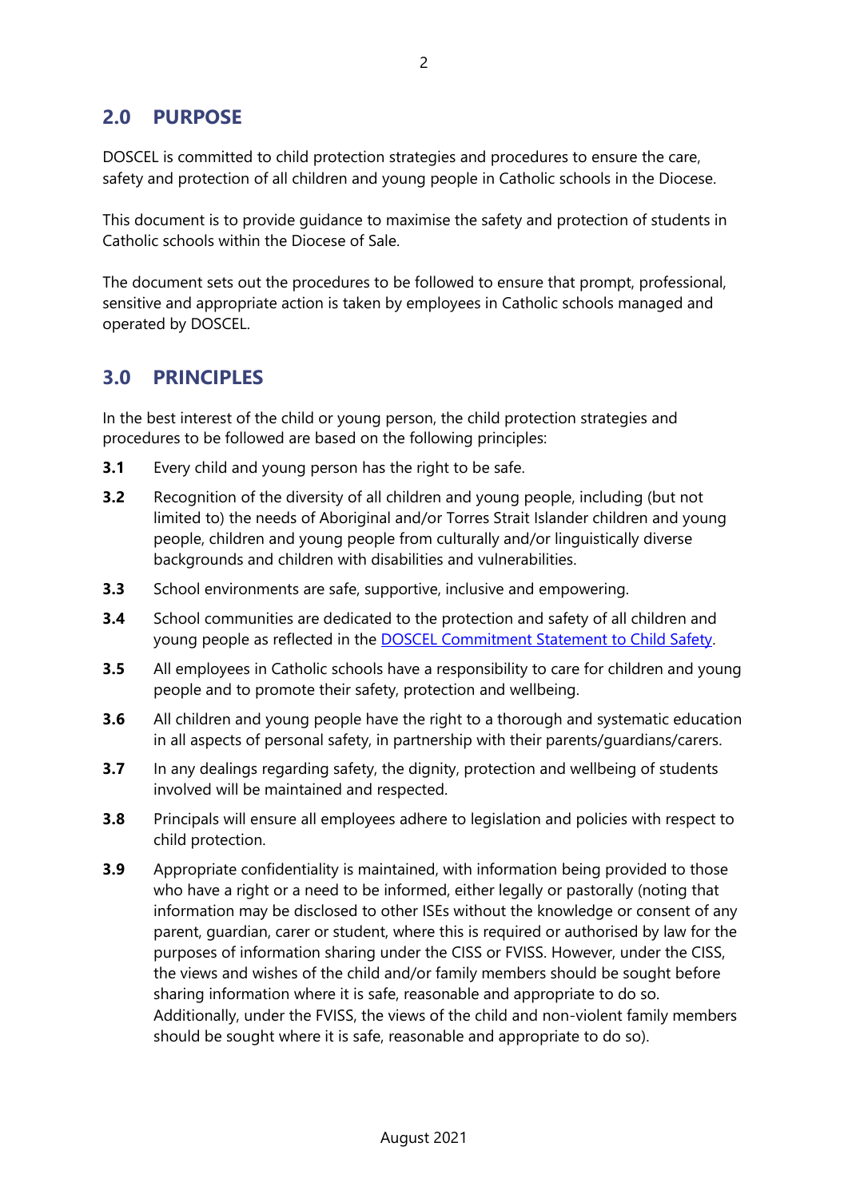## 2.0 PURPOSE

DOSCEL is committed to child protection strategies and procedures to ensure the care, safety and protection of all children and young people in Catholic schools in the Diocese.

This document is to provide guidance to maximise the safety and protection of students in Catholic schools within the Diocese of Sale.

The document sets out the procedures to be followed to ensure that prompt, professional, sensitive and appropriate action is taken by employees in Catholic schools managed and operated by DOSCEL.

## 3.0 PRINCIPLES

In the best interest of the child or young person, the child protection strategies and procedures to be followed are based on the following principles:

**3.1** Every child and young person has the right to be safe.

**3.2** Recognition of the diversity of all children and young people, including (but not limited to) the needs of Aboriginal and/or Torres Strait Islander children and young people, children and young people from culturally and/or linguistically diverse backgrounds and children with disabilities and vulnerabilities.

**3.3** School environments are safe, supportive, inclusive and empowering.

**3.4** School communities are dedicated to the protection and safety of all children and young people as reflected in the DOSCEL Commitment Statement to Child Safety.

**3.5** All employees in Catholic schools have a responsibility to care for children and young people and to promote their safety, protection and wellbeing.

**3.6** All children and young people have the right to a thorough and systematic education in all aspects of personal safety, in partnership with their parents/guardians/carers.

**3.7** In any dealings regarding safety, the dignity, protection and wellbeing of students involved will be maintained and respected.

**3.8** Principals will ensure all employees adhere to legislation and policies with respect to child protection.

**3.9** Appropriate confidentiality is maintained, with information being provided to those who have a right or a need to be informed, either legally or pastorally (noting that information may be disclosed to other ISEs without the knowledge or consent of any parent, guardian, carer or student, where this is required or authorised by law for the purposes of information sharing under the CISS or FVISS. However, under the CISS, the views and wishes of the child and/or family members should be sought before sharing information where it is safe, reasonable and appropriate to do so. Additionally, under the FVISS, the views of the child and non-violent family members should be sought where it is safe, reasonable and appropriate to do so).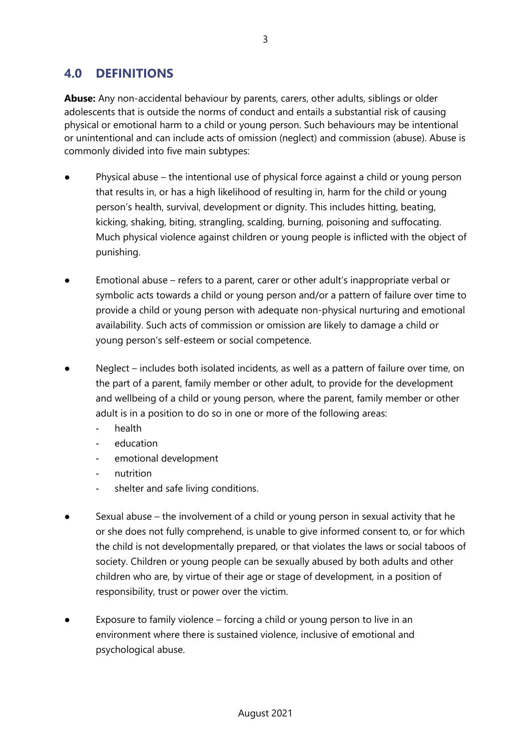## 4.0 DEFINITIONS

**Abuse:** Any non-accidental behaviour by parents, carers, other adults, siblings or older adolescents that is outside the norms of conduct and entails a substantial risk of causing physical or emotional harm to a child or young person. Such behaviours may be intentional or unintentional and can include acts of omission (neglect) and commission (abuse). Abuse is commonly divided into five main subtypes:

- Physical abuse – the intentional use of physical force against a child or young person that results in, or has a high likelihood of resulting in, harm for the child or young person's health, survival, development or dignity. This includes hitting, beating, kicking, shaking, biting, strangling, scalding, burning, poisoning and suffocating. Much physical violence against children or young people is inflicted with the object of punishing.

- Emotional abuse – refers to a parent, carer or other adult's inappropriate verbal or symbolic acts towards a child or young person and/or a pattern of failure over time to provide a child or young person with adequate non-physical nurturing and emotional availability. Such acts of commission or omission are likely to damage a child or young person's self-esteem or social competence.

- Neglect – includes both isolated incidents, as well as a pattern of failure over time, on the part of a parent, family member or other adult, to provide for the development and wellbeing of a child or young person, where the parent, family member or other adult is in a position to do so in one or more of the following areas:
  - health
  - education
  - emotional development
  - nutrition
  - shelter and safe living conditions.

- Sexual abuse – the involvement of a child or young person in sexual activity that he or she does not fully comprehend, is unable to give informed consent to, or for which the child is not developmentally prepared, or that violates the laws or social taboos of society. Children or young people can be sexually abused by both adults and other children who are, by virtue of their age or stage of development, in a position of responsibility, trust or power over the victim.

- Exposure to family violence – forcing a child or young person to live in an environment where there is sustained violence, inclusive of emotional and psychological abuse.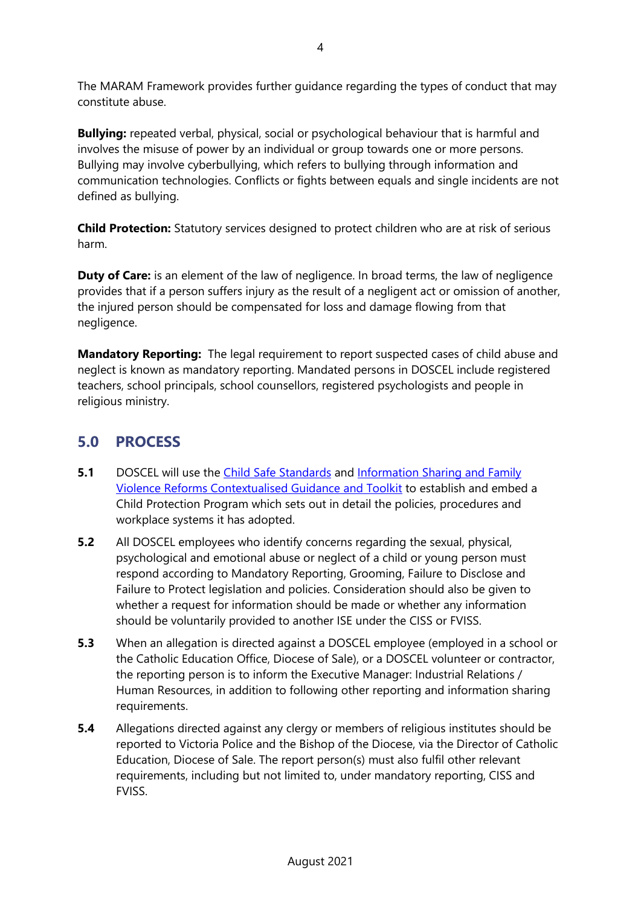The MARAM Framework provides further guidance regarding the types of conduct that may constitute abuse.

**Bullying:** repeated verbal, physical, social or psychological behaviour that is harmful and involves the misuse of power by an individual or group towards one or more persons. Bullying may involve cyberbullying, which refers to bullying through information and communication technologies. Conflicts or fights between equals and single incidents are not defined as bullying.

**Child Protection:** Statutory services designed to protect children who are at risk of serious harm.

**Duty of Care:** is an element of the law of negligence. In broad terms, the law of negligence provides that if a person suffers injury as the result of a negligent act or omission of another, the injured person should be compensated for loss and damage flowing from that negligence.

**Mandatory Reporting:** The legal requirement to report suspected cases of child abuse and neglect is known as mandatory reporting. Mandated persons in DOSCEL include registered teachers, school principals, school counsellors, registered psychologists and people in religious ministry.

## 5.0 PROCESS

**5.1** DOSCEL will use the Child Safe Standards and Information Sharing and Family Violence Reforms Contextualised Guidance and Toolkit to establish and embed a Child Protection Program which sets out in detail the policies, procedures and workplace systems it has adopted.

**5.2** All DOSCEL employees who identify concerns regarding the sexual, physical, psychological and emotional abuse or neglect of a child or young person must respond according to Mandatory Reporting, Grooming, Failure to Disclose and Failure to Protect legislation and policies. Consideration should also be given to whether a request for information should be made or whether any information should be voluntarily provided to another ISE under the CISS or FVISS.

**5.3** When an allegation is directed against a DOSCEL employee (employed in a school or the Catholic Education Office, Diocese of Sale), or a DOSCEL volunteer or contractor, the reporting person is to inform the Executive Manager: Industrial Relations / Human Resources, in addition to following other reporting and information sharing requirements.

**5.4** Allegations directed against any clergy or members of religious institutes should be reported to Victoria Police and the Bishop of the Diocese, via the Director of Catholic Education, Diocese of Sale. The report person(s) must also fulfil other relevant requirements, including but not limited to, under mandatory reporting, CISS and FVISS.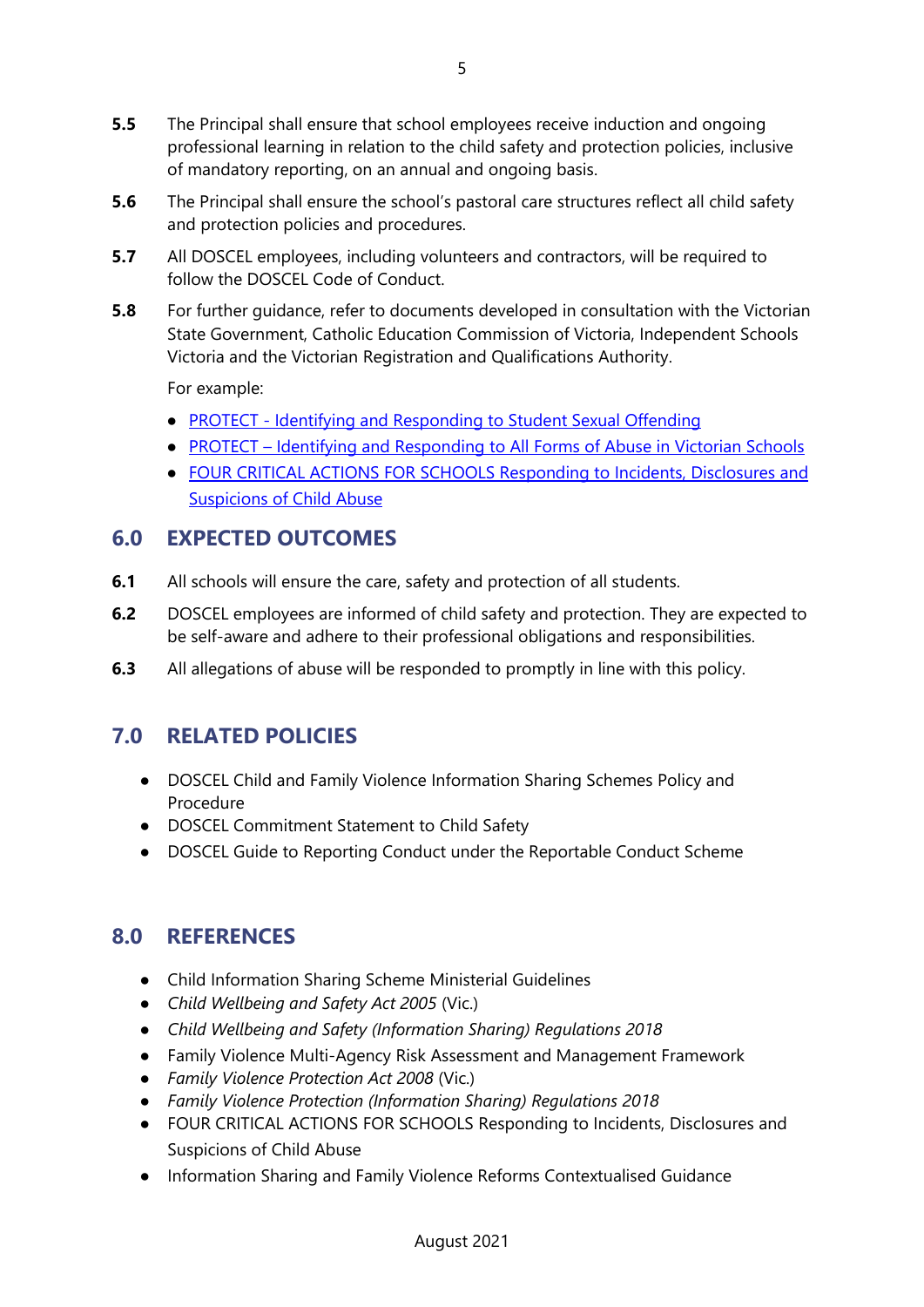**5.5** The Principal shall ensure that school employees receive induction and ongoing professional learning in relation to the child safety and protection policies, inclusive of mandatory reporting, on an annual and ongoing basis.

**5.6** The Principal shall ensure the school's pastoral care structures reflect all child safety and protection policies and procedures.

**5.7** All DOSCEL employees, including volunteers and contractors, will be required to follow the DOSCEL Code of Conduct.

**5.8** For further guidance, refer to documents developed in consultation with the Victorian State Government, Catholic Education Commission of Victoria, Independent Schools Victoria and the Victorian Registration and Qualifications Authority.

For example:

- PROTECT - Identifying and Responding to Student Sexual Offending
- PROTECT – Identifying and Responding to All Forms of Abuse in Victorian Schools
- FOUR CRITICAL ACTIONS FOR SCHOOLS Responding to Incidents, Disclosures and Suspicions of Child Abuse

## 6.0 EXPECTED OUTCOMES

**6.1** All schools will ensure the care, safety and protection of all students.

**6.2** DOSCEL employees are informed of child safety and protection. They are expected to be self-aware and adhere to their professional obligations and responsibilities.

**6.3** All allegations of abuse will be responded to promptly in line with this policy.

## 7.0 RELATED POLICIES

- DOSCEL Child and Family Violence Information Sharing Schemes Policy and Procedure
- DOSCEL Commitment Statement to Child Safety
- DOSCEL Guide to Reporting Conduct under the Reportable Conduct Scheme

## 8.0 REFERENCES

- Child Information Sharing Scheme Ministerial Guidelines
- *Child Wellbeing and Safety Act 2005* (Vic.)
- *Child Wellbeing and Safety (Information Sharing) Regulations 2018*
- Family Violence Multi-Agency Risk Assessment and Management Framework
- *Family Violence Protection Act 2008* (Vic.)
- *Family Violence Protection (Information Sharing) Regulations 2018*
- FOUR CRITICAL ACTIONS FOR SCHOOLS Responding to Incidents, Disclosures and Suspicions of Child Abuse
- Information Sharing and Family Violence Reforms Contextualised Guidance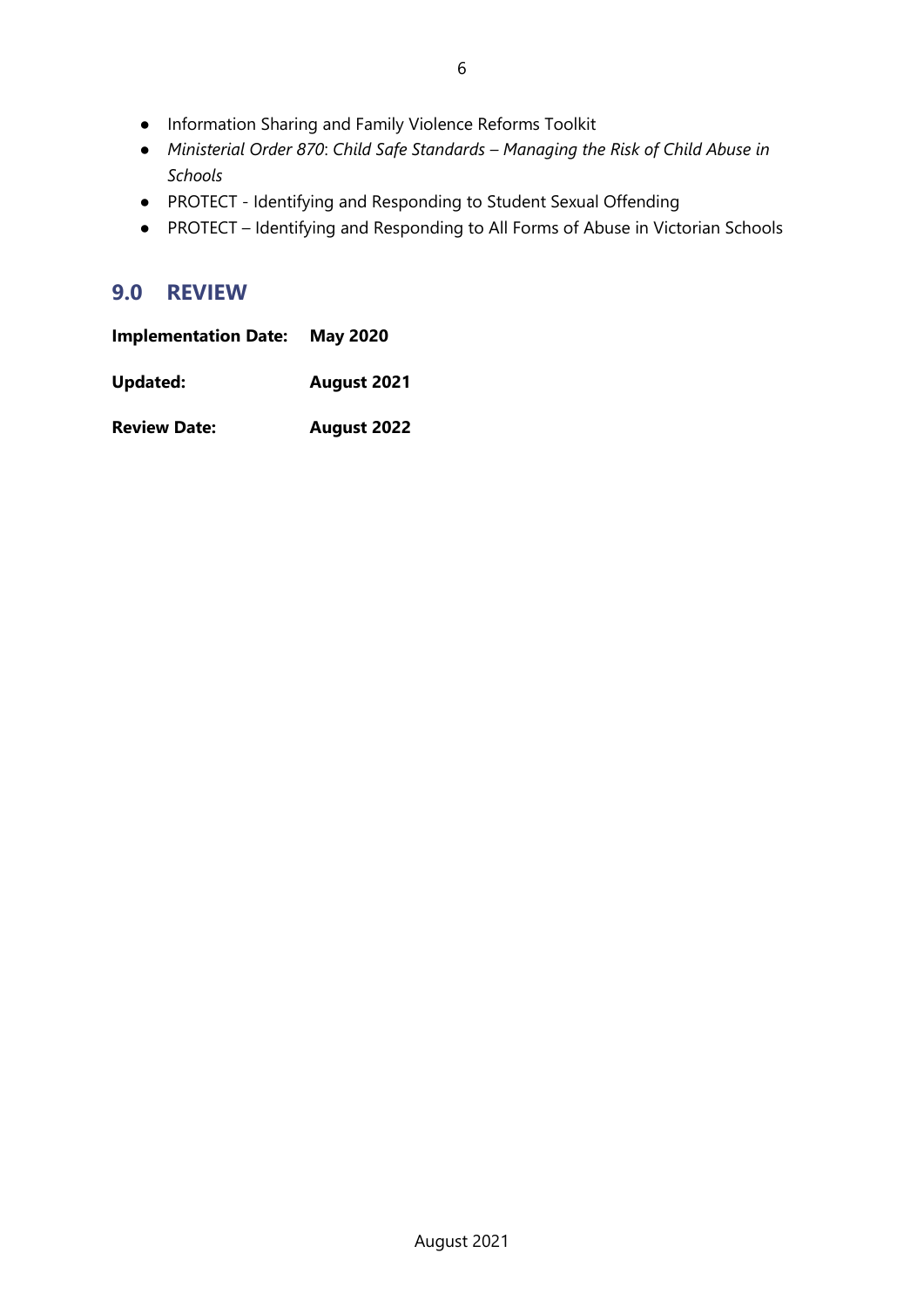- Information Sharing and Family Violence Reforms Toolkit
- *Ministerial Order 870*: *Child Safe Standards – Managing the Risk of Child Abuse in Schools*
- PROTECT - Identifying and Responding to Student Sexual Offending
- PROTECT – Identifying and Responding to All Forms of Abuse in Victorian Schools

## 9.0 REVIEW

**Implementation Date:** **May 2020**

**Updated:** **August 2021**

**Review Date:** **August 2022**